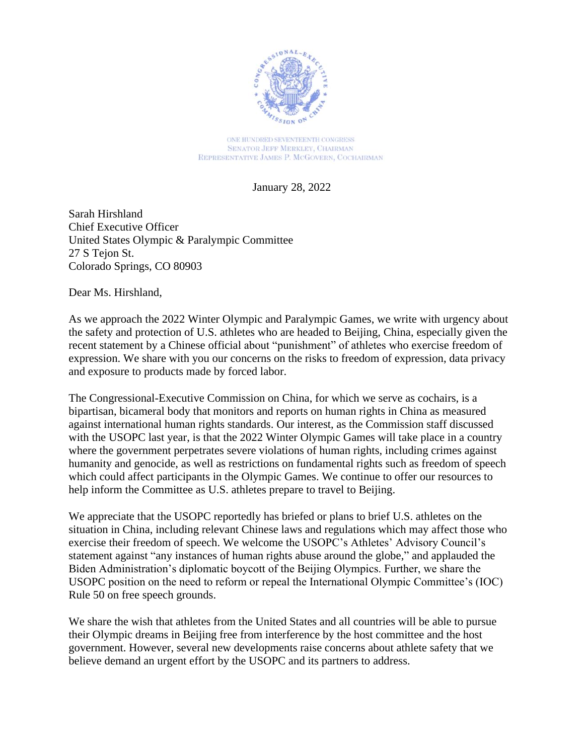ONE HUNDRED SEVENTEENTH CONGRESS
SENATOR JEFF MERKLEY, CHAIRMAN
REPRESENTATIVE JAMES P. MCGOVERN, COCHAIRMAN

January 28, 2022

Sarah Hirshland
Chief Executive Officer
United States Olympic & Paralympic Committee
27 S Tejon St.
Colorado Springs, CO 80903

Dear Ms. Hirshland,

As we approach the 2022 Winter Olympic and Paralympic Games, we write with urgency about the safety and protection of U.S. athletes who are headed to Beijing, China, especially given the recent statement by a Chinese official about "punishment" of athletes who exercise freedom of expression. We share with you our concerns on the risks to freedom of expression, data privacy and exposure to products made by forced labor.

The Congressional-Executive Commission on China, for which we serve as cochairs, is a bipartisan, bicameral body that monitors and reports on human rights in China as measured against international human rights standards. Our interest, as the Commission staff discussed with the USOPC last year, is that the 2022 Winter Olympic Games will take place in a country where the government perpetrates severe violations of human rights, including crimes against humanity and genocide, as well as restrictions on fundamental rights such as freedom of speech which could affect participants in the Olympic Games. We continue to offer our resources to help inform the Committee as U.S. athletes prepare to travel to Beijing.

We appreciate that the USOPC reportedly has briefed or plans to brief U.S. athletes on the situation in China, including relevant Chinese laws and regulations which may affect those who exercise their freedom of speech. We welcome the USOPC's Athletes' Advisory Council's statement against "any instances of human rights abuse around the globe," and applauded the Biden Administration's diplomatic boycott of the Beijing Olympics. Further, we share the USOPC position on the need to reform or repeal the International Olympic Committee's (IOC) Rule 50 on free speech grounds.

We share the wish that athletes from the United States and all countries will be able to pursue their Olympic dreams in Beijing free from interference by the host committee and the host government. However, several new developments raise concerns about athlete safety that we believe demand an urgent effort by the USOPC and its partners to address.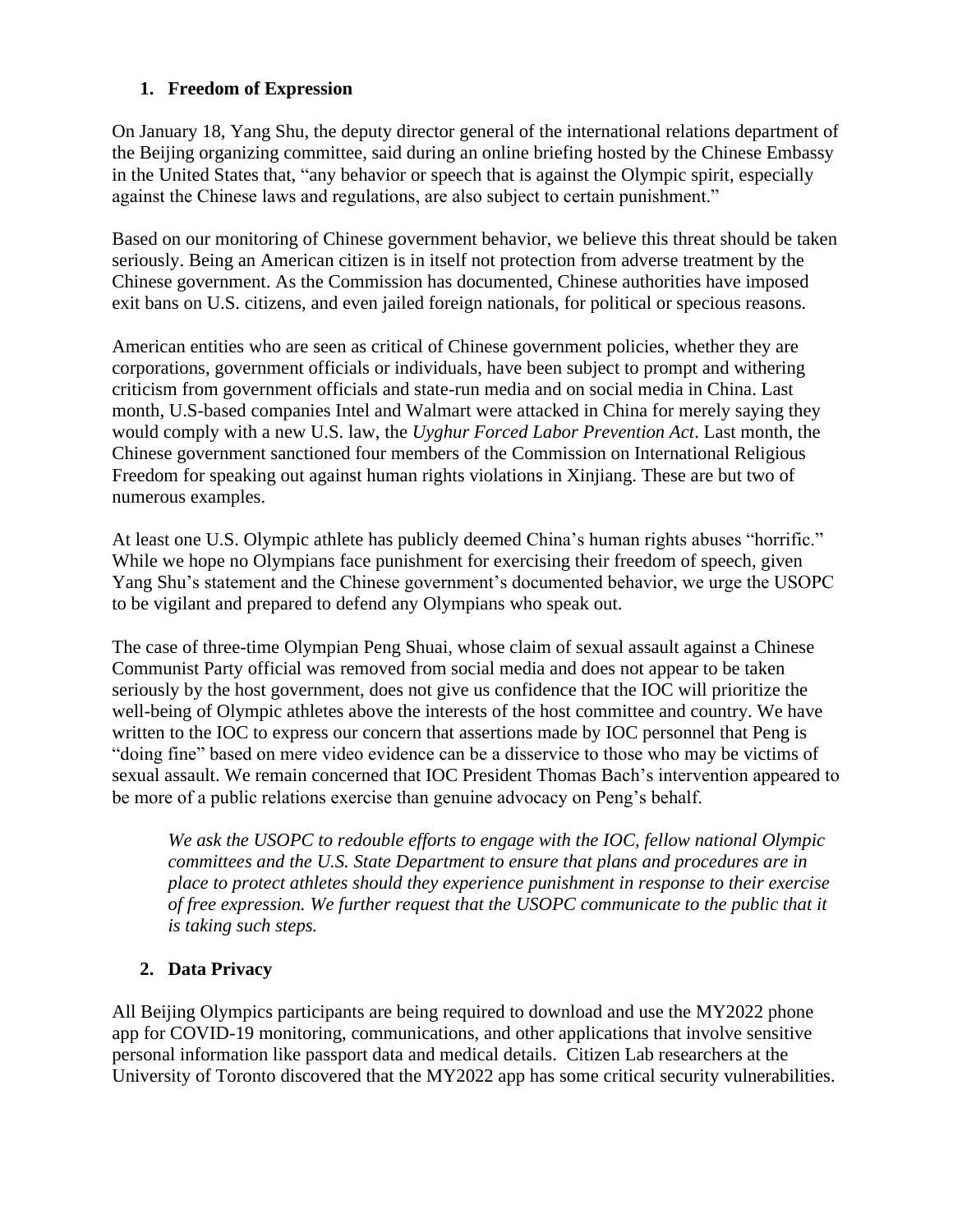## 1. Freedom of Expression

On January 18, Yang Shu, the deputy director general of the international relations department of the Beijing organizing committee, said during an online briefing hosted by the Chinese Embassy in the United States that, "any behavior or speech that is against the Olympic spirit, especially against the Chinese laws and regulations, are also subject to certain punishment."

Based on our monitoring of Chinese government behavior, we believe this threat should be taken seriously. Being an American citizen is in itself not protection from adverse treatment by the Chinese government. As the Commission has documented, Chinese authorities have imposed exit bans on U.S. citizens, and even jailed foreign nationals, for political or specious reasons.

American entities who are seen as critical of Chinese government policies, whether they are corporations, government officials or individuals, have been subject to prompt and withering criticism from government officials and state-run media and on social media in China. Last month, U.S-based companies Intel and Walmart were attacked in China for merely saying they would comply with a new U.S. law, the *Uyghur Forced Labor Prevention Act*. Last month, the Chinese government sanctioned four members of the Commission on International Religious Freedom for speaking out against human rights violations in Xinjiang. These are but two of numerous examples.

At least one U.S. Olympic athlete has publicly deemed China's human rights abuses "horrific." While we hope no Olympians face punishment for exercising their freedom of speech, given Yang Shu's statement and the Chinese government's documented behavior, we urge the USOPC to be vigilant and prepared to defend any Olympians who speak out.

The case of three-time Olympian Peng Shuai, whose claim of sexual assault against a Chinese Communist Party official was removed from social media and does not appear to be taken seriously by the host government, does not give us confidence that the IOC will prioritize the well-being of Olympic athletes above the interests of the host committee and country. We have written to the IOC to express our concern that assertions made by IOC personnel that Peng is "doing fine" based on mere video evidence can be a disservice to those who may be victims of sexual assault. We remain concerned that IOC President Thomas Bach's intervention appeared to be more of a public relations exercise than genuine advocacy on Peng's behalf.

> *We ask the USOPC to redouble efforts to engage with the IOC, fellow national Olympic committees and the U.S. State Department to ensure that plans and procedures are in place to protect athletes should they experience punishment in response to their exercise of free expression. We further request that the USOPC communicate to the public that it is taking such steps.*

## 2. Data Privacy

All Beijing Olympics participants are being required to download and use the MY2022 phone app for COVID-19 monitoring, communications, and other applications that involve sensitive personal information like passport data and medical details. Citizen Lab researchers at the University of Toronto discovered that the MY2022 app has some critical security vulnerabilities.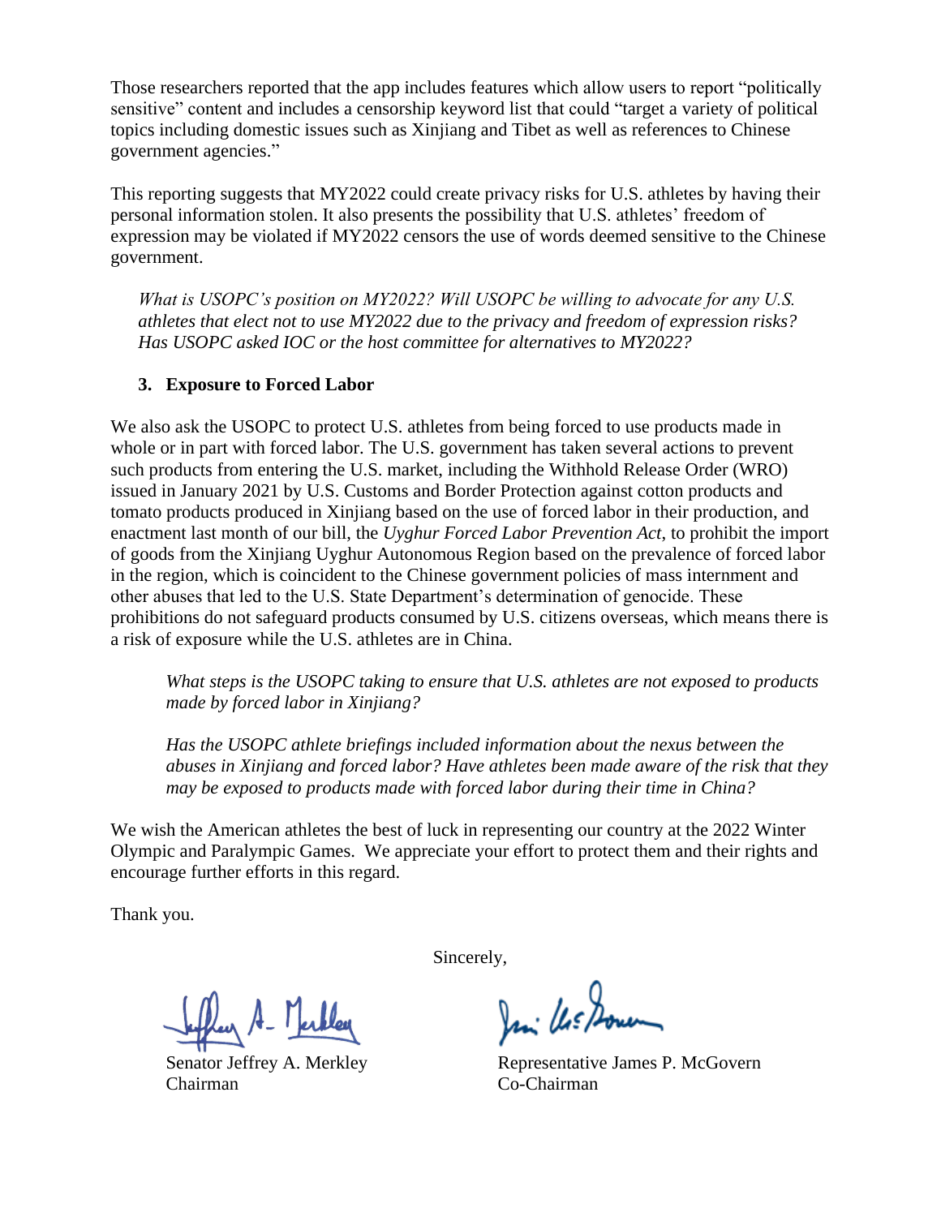Those researchers reported that the app includes features which allow users to report "politically sensitive" content and includes a censorship keyword list that could "target a variety of political topics including domestic issues such as Xinjiang and Tibet as well as references to Chinese government agencies."

This reporting suggests that MY2022 could create privacy risks for U.S. athletes by having their personal information stolen. It also presents the possibility that U.S. athletes' freedom of expression may be violated if MY2022 censors the use of words deemed sensitive to the Chinese government.

> *What is USOPC's position on MY2022? Will USOPC be willing to advocate for any U.S. athletes that elect not to use MY2022 due to the privacy and freedom of expression risks? Has USOPC asked IOC or the host committee for alternatives to MY2022?*

### 3. Exposure to Forced Labor

We also ask the USOPC to protect U.S. athletes from being forced to use products made in whole or in part with forced labor. The U.S. government has taken several actions to prevent such products from entering the U.S. market, including the Withhold Release Order (WRO) issued in January 2021 by U.S. Customs and Border Protection against cotton products and tomato products produced in Xinjiang based on the use of forced labor in their production, and enactment last month of our bill, the *Uyghur Forced Labor Prevention Act*, to prohibit the import of goods from the Xinjiang Uyghur Autonomous Region based on the prevalence of forced labor in the region, which is coincident to the Chinese government policies of mass internment and other abuses that led to the U.S. State Department's determination of genocide. These prohibitions do not safeguard products consumed by U.S. citizens overseas, which means there is a risk of exposure while the U.S. athletes are in China.

> *What steps is the USOPC taking to ensure that U.S. athletes are not exposed to products made by forced labor in Xinjiang?*
>
> *Has the USOPC athlete briefings included information about the nexus between the abuses in Xinjiang and forced labor? Have athletes been made aware of the risk that they may be exposed to products made with forced labor during their time in China?*

We wish the American athletes the best of luck in representing our country at the 2022 Winter Olympic and Paralympic Games. We appreciate your effort to protect them and their rights and encourage further efforts in this regard.

Thank you.

Sincerely,

Senator Jeffrey A. Merkley
Chairman

Representative James P. McGovern
Co-Chairman